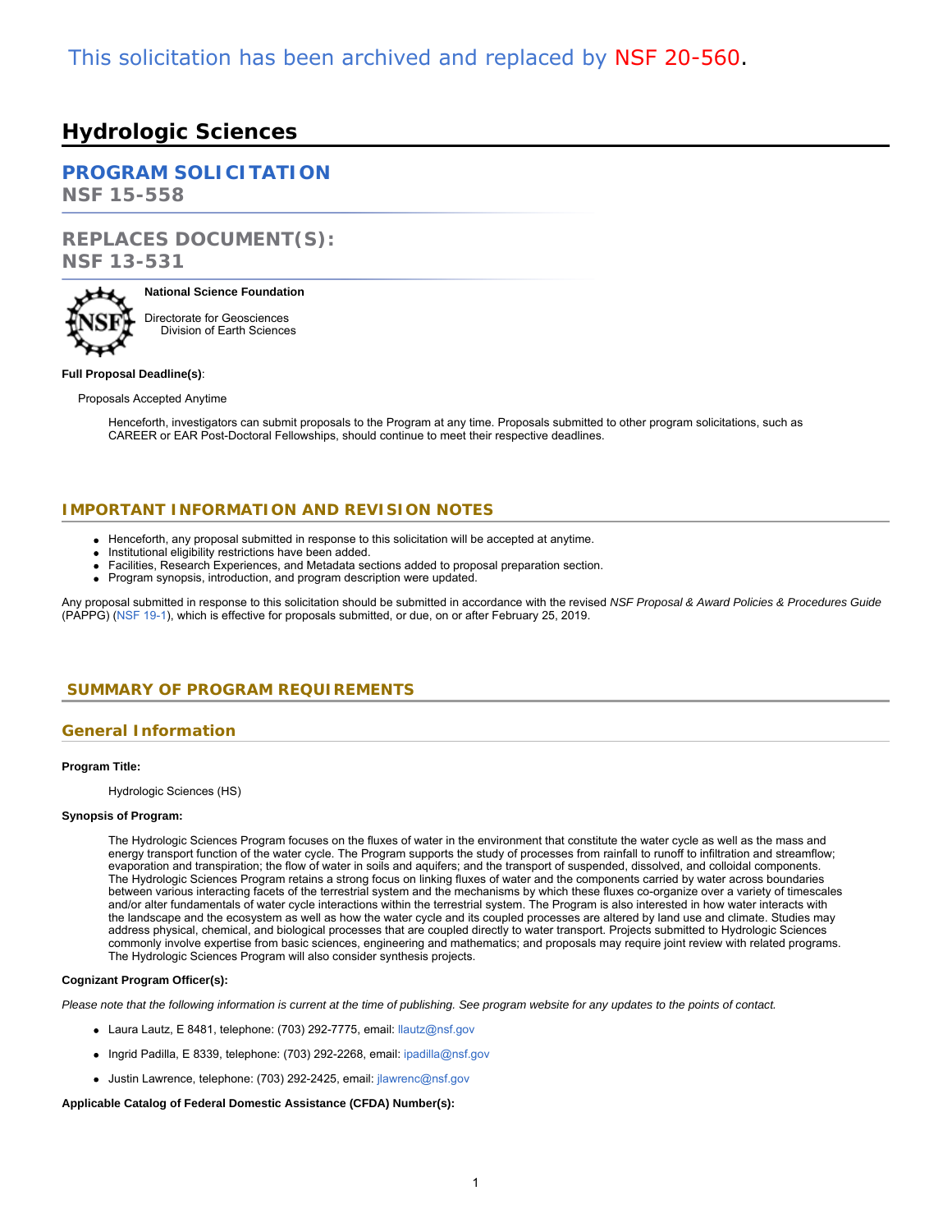This solicitation has been archived and replaced by NSF 20-560.

# Hydrologic Sciences

## PROGRAM SOLICITATION
**NSF 15-558**

## REPLACES DOCUMENT(S):
**NSF 13-531**

**National Science Foundation**

Directorate for Geosciences
Division of Earth Sciences

**Full Proposal Deadline(s)**:

Proposals Accepted Anytime

Henceforth, investigators can submit proposals to the Program at any time. Proposals submitted to other program solicitations, such as CAREER or EAR Post-Doctoral Fellowships, should continue to meet their respective deadlines.

## IMPORTANT INFORMATION AND REVISION NOTES

- Henceforth, any proposal submitted in response to this solicitation will be accepted at anytime.
- Institutional eligibility restrictions have been added.
- Facilities, Research Experiences, and Metadata sections added to proposal preparation section.
- Program synopsis, introduction, and program description were updated.

Any proposal submitted in response to this solicitation should be submitted in accordance with the revised *NSF Proposal & Award Policies & Procedures Guide* (PAPPG) (NSF 19-1), which is effective for proposals submitted, or due, on or after February 25, 2019.

## SUMMARY OF PROGRAM REQUIREMENTS

### General Information

**Program Title:**

Hydrologic Sciences (HS)

**Synopsis of Program:**

The Hydrologic Sciences Program focuses on the fluxes of water in the environment that constitute the water cycle as well as the mass and energy transport function of the water cycle. The Program supports the study of processes from rainfall to runoff to infiltration and streamflow; evaporation and transpiration; the flow of water in soils and aquifers; and the transport of suspended, dissolved, and colloidal components. The Hydrologic Sciences Program retains a strong focus on linking fluxes of water and the components carried by water across boundaries between various interacting facets of the terrestrial system and the mechanisms by which these fluxes co-organize over a variety of timescales and/or alter fundamentals of water cycle interactions within the terrestrial system. The Program is also interested in how water interacts with the landscape and the ecosystem as well as how the water cycle and its coupled processes are altered by land use and climate. Studies may address physical, chemical, and biological processes that are coupled directly to water transport. Projects submitted to Hydrologic Sciences commonly involve expertise from basic sciences, engineering and mathematics; and proposals may require joint review with related programs. The Hydrologic Sciences Program will also consider synthesis projects.

**Cognizant Program Officer(s):**

*Please note that the following information is current at the time of publishing. See program website for any updates to the points of contact.*

- Laura Lautz, E 8481, telephone: (703) 292-7775, email: llautz@nsf.gov
- Ingrid Padilla, E 8339, telephone: (703) 292-2268, email: ipadilla@nsf.gov
- Justin Lawrence, telephone: (703) 292-2425, email: jlawrenc@nsf.gov

**Applicable Catalog of Federal Domestic Assistance (CFDA) Number(s):**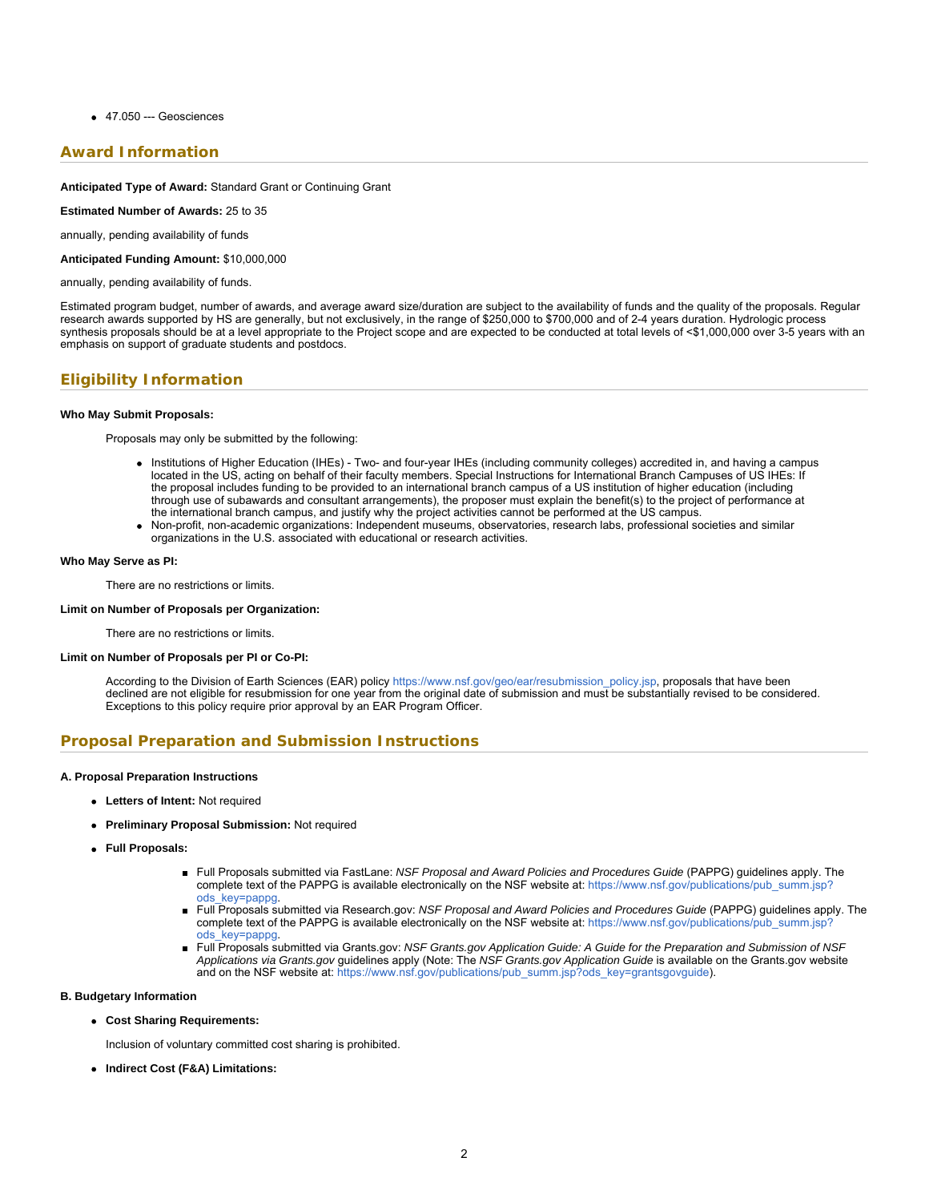- 47.050 --- Geosciences

## Award Information

**Anticipated Type of Award:** Standard Grant or Continuing Grant

**Estimated Number of Awards:** 25 to 35

annually, pending availability of funds

**Anticipated Funding Amount:** $10,000,000

annually, pending availability of funds.

Estimated program budget, number of awards, and average award size/duration are subject to the availability of funds and the quality of the proposals. Regular research awards supported by HS are generally, but not exclusively, in the range of $250,000 to $700,000 and of 2-4 years duration. Hydrologic process synthesis proposals should be at a level appropriate to the Project scope and are expected to be conducted at total levels of <$1,000,000 over 3-5 years with an emphasis on support of graduate students and postdocs.

## Eligibility Information

**Who May Submit Proposals:**

Proposals may only be submitted by the following:

- Institutions of Higher Education (IHEs) - Two- and four-year IHEs (including community colleges) accredited in, and having a campus located in the US, acting on behalf of their faculty members. Special Instructions for International Branch Campuses of US IHEs: If the proposal includes funding to be provided to an international branch campus of a US institution of higher education (including through use of subawards and consultant arrangements), the proposer must explain the benefit(s) to the project of performance at the international branch campus, and justify why the project activities cannot be performed at the US campus.
- Non-profit, non-academic organizations: Independent museums, observatories, research labs, professional societies and similar organizations in the U.S. associated with educational or research activities.

**Who May Serve as PI:**

There are no restrictions or limits.

**Limit on Number of Proposals per Organization:**

There are no restrictions or limits.

**Limit on Number of Proposals per PI or Co-PI:**

According to the Division of Earth Sciences (EAR) policy https://www.nsf.gov/geo/ear/resubmission_policy.jsp, proposals that have been declined are not eligible for resubmission for one year from the original date of submission and must be substantially revised to be considered. Exceptions to this policy require prior approval by an EAR Program Officer.

## Proposal Preparation and Submission Instructions

**A. Proposal Preparation Instructions**

- **Letters of Intent:** Not required
- **Preliminary Proposal Submission:** Not required
- **Full Proposals:**
  - Full Proposals submitted via FastLane: *NSF Proposal and Award Policies and Procedures Guide* (PAPPG) guidelines apply. The complete text of the PAPPG is available electronically on the NSF website at: https://www.nsf.gov/publications/pub_summ.jsp?ods_key=pappg.
  - Full Proposals submitted via Research.gov: *NSF Proposal and Award Policies and Procedures Guide* (PAPPG) guidelines apply. The complete text of the PAPPG is available electronically on the NSF website at: https://www.nsf.gov/publications/pub_summ.jsp?ods_key=pappg.
  - Full Proposals submitted via Grants.gov: *NSF Grants.gov Application Guide: A Guide for the Preparation and Submission of NSF Applications via Grants.gov* guidelines apply (Note: The *NSF Grants.gov Application Guide* is available on the Grants.gov website and on the NSF website at: https://www.nsf.gov/publications/pub_summ.jsp?ods_key=grantsgovguide).

**B. Budgetary Information**

- **Cost Sharing Requirements:**

  Inclusion of voluntary committed cost sharing is prohibited.

- **Indirect Cost (F&A) Limitations:**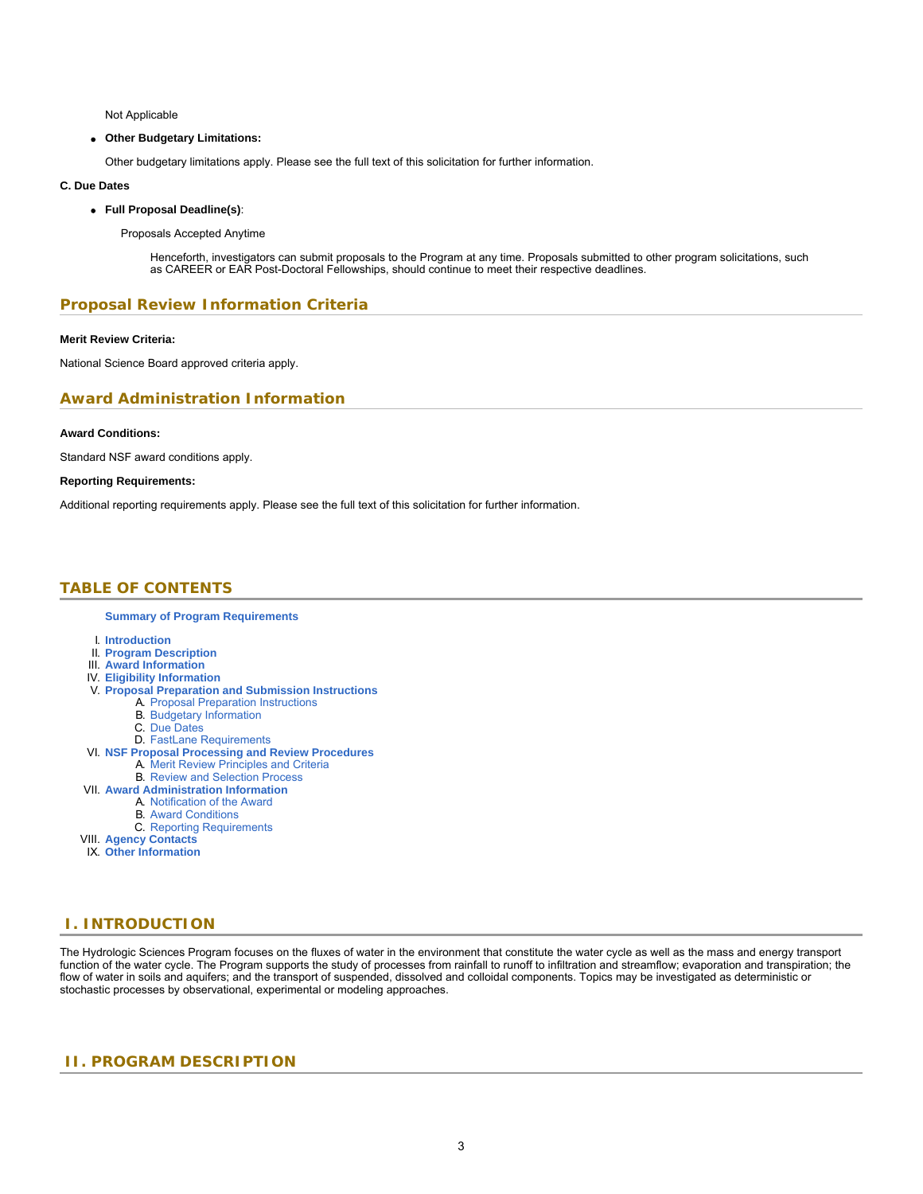Not Applicable

- **Other Budgetary Limitations:**

  Other budgetary limitations apply. Please see the full text of this solicitation for further information.

**C. Due Dates**

- **Full Proposal Deadline(s)**:

  Proposals Accepted Anytime

  Henceforth, investigators can submit proposals to the Program at any time. Proposals submitted to other program solicitations, such as CAREER or EAR Post-Doctoral Fellowships, should continue to meet their respective deadlines.

## Proposal Review Information Criteria

**Merit Review Criteria:**

National Science Board approved criteria apply.

## Award Administration Information

**Award Conditions:**

Standard NSF award conditions apply.

**Reporting Requirements:**

Additional reporting requirements apply. Please see the full text of this solicitation for further information.

## TABLE OF CONTENTS

**Summary of Program Requirements**

I. **Introduction**
II. **Program Description**
III. **Award Information**
IV. **Eligibility Information**
V. **Proposal Preparation and Submission Instructions**
   A. Proposal Preparation Instructions
   B. Budgetary Information
   C. Due Dates
   D. FastLane Requirements
VI. **NSF Proposal Processing and Review Procedures**
   A. Merit Review Principles and Criteria
   B. Review and Selection Process
VII. **Award Administration Information**
   A. Notification of the Award
   B. Award Conditions
   C. Reporting Requirements
VIII. **Agency Contacts**
IX. **Other Information**

## I. INTRODUCTION

The Hydrologic Sciences Program focuses on the fluxes of water in the environment that constitute the water cycle as well as the mass and energy transport function of the water cycle. The Program supports the study of processes from rainfall to runoff to infiltration and streamflow; evaporation and transpiration; the flow of water in soils and aquifers; and the transport of suspended, dissolved and colloidal components. Topics may be investigated as deterministic or stochastic processes by observational, experimental or modeling approaches.

## II. PROGRAM DESCRIPTION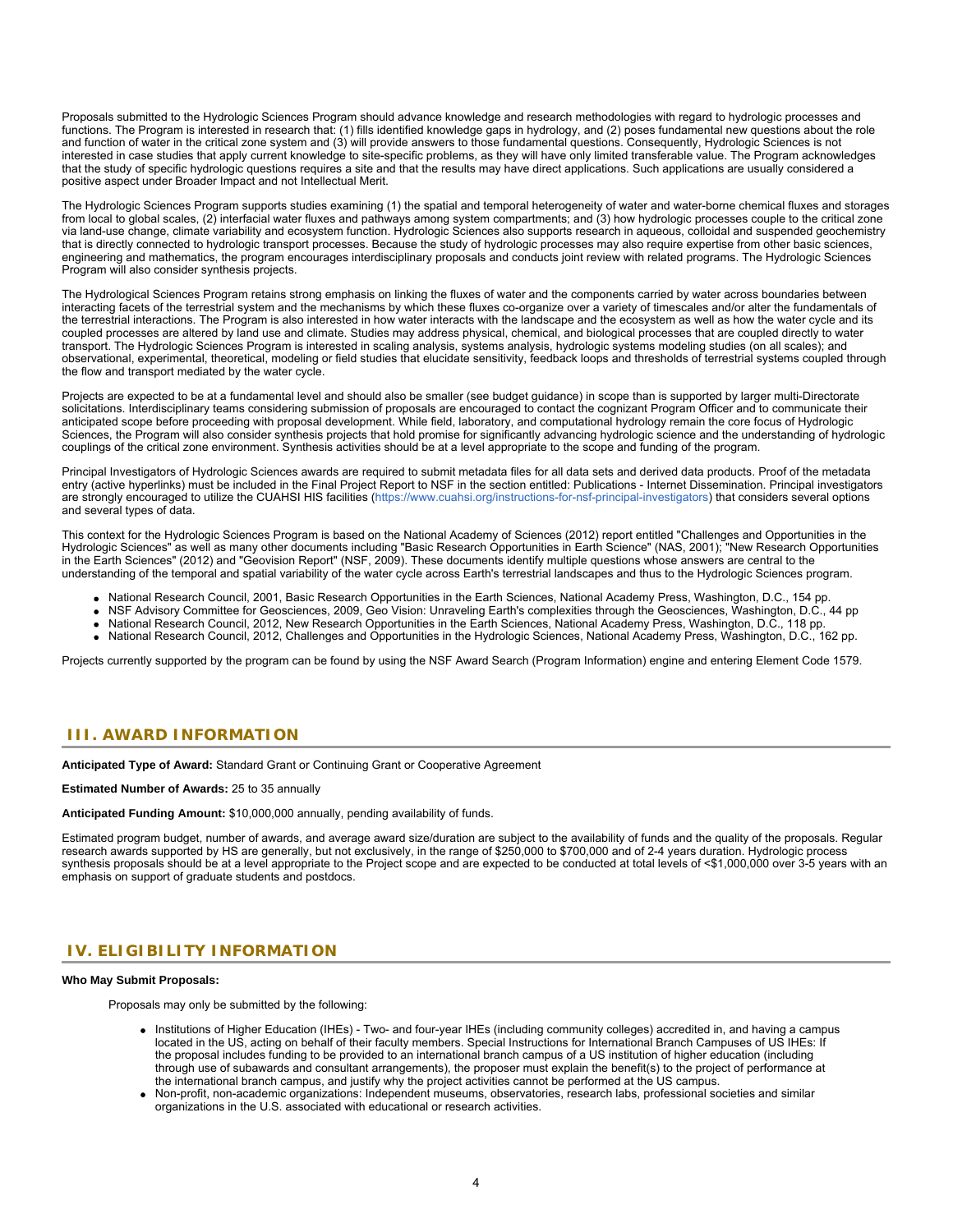Proposals submitted to the Hydrologic Sciences Program should advance knowledge and research methodologies with regard to hydrologic processes and functions. The Program is interested in research that: (1) fills identified knowledge gaps in hydrology, and (2) poses fundamental new questions about the role and function of water in the critical zone system and (3) will provide answers to those fundamental questions. Consequently, Hydrologic Sciences is not interested in case studies that apply current knowledge to site-specific problems, as they will have only limited transferable value. The Program acknowledges that the study of specific hydrologic questions requires a site and that the results may have direct applications. Such applications are usually considered a positive aspect under Broader Impact and not Intellectual Merit.

The Hydrologic Sciences Program supports studies examining (1) the spatial and temporal heterogeneity of water and water-borne chemical fluxes and storages from local to global scales, (2) interfacial water fluxes and pathways among system compartments; and (3) how hydrologic processes couple to the critical zone via land-use change, climate variability and ecosystem function. Hydrologic Sciences also supports research in aqueous, colloidal and suspended geochemistry that is directly connected to hydrologic transport processes. Because the study of hydrologic processes may also require expertise from other basic sciences, engineering and mathematics, the program encourages interdisciplinary proposals and conducts joint review with related programs. The Hydrologic Sciences Program will also consider synthesis projects.

The Hydrological Sciences Program retains strong emphasis on linking the fluxes of water and the components carried by water across boundaries between interacting facets of the terrestrial system and the mechanisms by which these fluxes co-organize over a variety of timescales and/or alter the fundamentals of the terrestrial interactions. The Program is also interested in how water interacts with the landscape and the ecosystem as well as how the water cycle and its coupled processes are altered by land use and climate. Studies may address physical, chemical, and biological processes that are coupled directly to water transport. The Hydrologic Sciences Program is interested in scaling analysis, systems analysis, hydrologic systems modeling studies (on all scales); and observational, experimental, theoretical, modeling or field studies that elucidate sensitivity, feedback loops and thresholds of terrestrial systems coupled through the flow and transport mediated by the water cycle.

Projects are expected to be at a fundamental level and should also be smaller (see budget guidance) in scope than is supported by larger multi-Directorate solicitations. Interdisciplinary teams considering submission of proposals are encouraged to contact the cognizant Program Officer and to communicate their anticipated scope before proceeding with proposal development. While field, laboratory, and computational hydrology remain the core focus of Hydrologic Sciences, the Program will also consider synthesis projects that hold promise for significantly advancing hydrologic science and the understanding of hydrologic couplings of the critical zone environment. Synthesis activities should be at a level appropriate to the scope and funding of the program.

Principal Investigators of Hydrologic Sciences awards are required to submit metadata files for all data sets and derived data products. Proof of the metadata entry (active hyperlinks) must be included in the Final Project Report to NSF in the section entitled: Publications - Internet Dissemination. Principal investigators are strongly encouraged to utilize the CUAHSI HIS facilities (https://www.cuahsi.org/instructions-for-nsf-principal-investigators) that considers several options and several types of data.

This context for the Hydrologic Sciences Program is based on the National Academy of Sciences (2012) report entitled "Challenges and Opportunities in the Hydrologic Sciences" as well as many other documents including "Basic Research Opportunities in Earth Science" (NAS, 2001); "New Research Opportunities in the Earth Sciences" (2012) and "Geovision Report" (NSF, 2009). These documents identify multiple questions whose answers are central to the understanding of the temporal and spatial variability of the water cycle across Earth's terrestrial landscapes and thus to the Hydrologic Sciences program.

- National Research Council, 2001, Basic Research Opportunities in the Earth Sciences, National Academy Press, Washington, D.C., 154 pp.
- NSF Advisory Committee for Geosciences, 2009, Geo Vision: Unraveling Earth's complexities through the Geosciences, Washington, D.C., 44 pp
- National Research Council, 2012, New Research Opportunities in the Earth Sciences, National Academy Press, Washington, D.C., 118 pp.
- National Research Council, 2012, Challenges and Opportunities in the Hydrologic Sciences, National Academy Press, Washington, D.C., 162 pp.

Projects currently supported by the program can be found by using the NSF Award Search (Program Information) engine and entering Element Code 1579.

## III. AWARD INFORMATION

**Anticipated Type of Award:** Standard Grant or Continuing Grant or Cooperative Agreement

**Estimated Number of Awards:** 25 to 35 annually

**Anticipated Funding Amount:** $10,000,000 annually, pending availability of funds.

Estimated program budget, number of awards, and average award size/duration are subject to the availability of funds and the quality of the proposals. Regular research awards supported by HS are generally, but not exclusively, in the range of $250,000 to $700,000 and of 2-4 years duration. Hydrologic process synthesis proposals should be at a level appropriate to the Project scope and are expected to be conducted at total levels of <$1,000,000 over 3-5 years with an emphasis on support of graduate students and postdocs.

## IV. ELIGIBILITY INFORMATION

**Who May Submit Proposals:**

Proposals may only be submitted by the following:

- Institutions of Higher Education (IHEs) - Two- and four-year IHEs (including community colleges) accredited in, and having a campus located in the US, acting on behalf of their faculty members. Special Instructions for International Branch Campuses of US IHEs: If the proposal includes funding to be provided to an international branch campus of a US institution of higher education (including through use of subawards and consultant arrangements), the proposer must explain the benefit(s) to the project of performance at the international branch campus, and justify why the project activities cannot be performed at the US campus.
- Non-profit, non-academic organizations: Independent museums, observatories, research labs, professional societies and similar organizations in the U.S. associated with educational or research activities.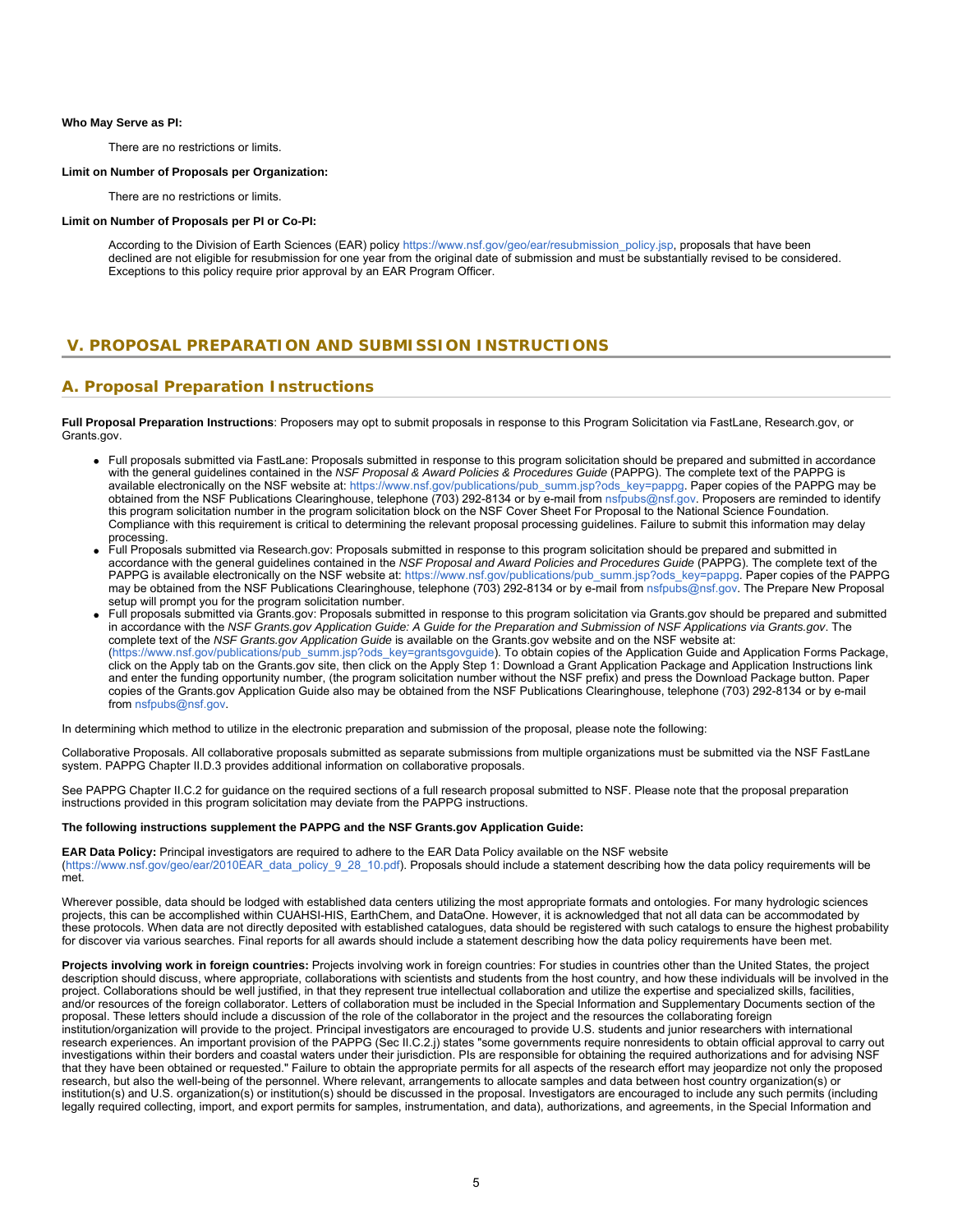**Who May Serve as PI:**

There are no restrictions or limits.

**Limit on Number of Proposals per Organization:**

There are no restrictions or limits.

**Limit on Number of Proposals per PI or Co-PI:**

According to the Division of Earth Sciences (EAR) policy https://www.nsf.gov/geo/ear/resubmission_policy.jsp, proposals that have been declined are not eligible for resubmission for one year from the original date of submission and must be substantially revised to be considered. Exceptions to this policy require prior approval by an EAR Program Officer.

## V. PROPOSAL PREPARATION AND SUBMISSION INSTRUCTIONS

### A. Proposal Preparation Instructions

**Full Proposal Preparation Instructions**: Proposers may opt to submit proposals in response to this Program Solicitation via FastLane, Research.gov, or Grants.gov.

- Full proposals submitted via FastLane: Proposals submitted in response to this program solicitation should be prepared and submitted in accordance with the general guidelines contained in the *NSF Proposal & Award Policies & Procedures Guide* (PAPPG). The complete text of the PAPPG is available electronically on the NSF website at: https://www.nsf.gov/publications/pub_summ.jsp?ods_key=pappg. Paper copies of the PAPPG may be obtained from the NSF Publications Clearinghouse, telephone (703) 292-8134 or by e-mail from nsfpubs@nsf.gov. Proposers are reminded to identify this program solicitation number in the program solicitation block on the NSF Cover Sheet For Proposal to the National Science Foundation. Compliance with this requirement is critical to determining the relevant proposal processing guidelines. Failure to submit this information may delay processing.
- Full Proposals submitted via Research.gov: Proposals submitted in response to this program solicitation should be prepared and submitted in accordance with the general guidelines contained in the *NSF Proposal and Award Policies and Procedures Guide* (PAPPG). The complete text of the PAPPG is available electronically on the NSF website at: https://www.nsf.gov/publications/pub_summ.jsp?ods_key=pappg. Paper copies of the PAPPG may be obtained from the NSF Publications Clearinghouse, telephone (703) 292-8134 or by e-mail from nsfpubs@nsf.gov. The Prepare New Proposal setup will prompt you for the program solicitation number.
- Full proposals submitted via Grants.gov: Proposals submitted in response to this program solicitation via Grants.gov should be prepared and submitted in accordance with the *NSF Grants.gov Application Guide: A Guide for the Preparation and Submission of NSF Applications via Grants.gov*. The complete text of the *NSF Grants.gov Application Guide* is available on the Grants.gov website and on the NSF website at: (https://www.nsf.gov/publications/pub_summ.jsp?ods_key=grantsgovguide). To obtain copies of the Application Guide and Application Forms Package, click on the Apply tab on the Grants.gov site, then click on the Apply Step 1: Download a Grant Application Package and Application Instructions link and enter the funding opportunity number, (the program solicitation number without the NSF prefix) and press the Download Package button. Paper copies of the Grants.gov Application Guide also may be obtained from the NSF Publications Clearinghouse, telephone (703) 292-8134 or by e-mail from nsfpubs@nsf.gov.

In determining which method to utilize in the electronic preparation and submission of the proposal, please note the following:

Collaborative Proposals. All collaborative proposals submitted as separate submissions from multiple organizations must be submitted via the NSF FastLane system. PAPPG Chapter II.D.3 provides additional information on collaborative proposals.

See PAPPG Chapter II.C.2 for guidance on the required sections of a full research proposal submitted to NSF. Please note that the proposal preparation instructions provided in this program solicitation may deviate from the PAPPG instructions.

**The following instructions supplement the PAPPG and the NSF Grants.gov Application Guide:**

**EAR Data Policy:** Principal investigators are required to adhere to the EAR Data Policy available on the NSF website (https://www.nsf.gov/geo/ear/2010EAR_data_policy_9_28_10.pdf). Proposals should include a statement describing how the data policy requirements will be met.

Wherever possible, data should be lodged with established data centers utilizing the most appropriate formats and ontologies. For many hydrologic sciences projects, this can be accomplished within CUAHSI-HIS, EarthChem, and DataOne. However, it is acknowledged that not all data can be accommodated by these protocols. When data are not directly deposited with established catalogues, data should be registered with such catalogs to ensure the highest probability for discover via various searches. Final reports for all awards should include a statement describing how the data policy requirements have been met.

**Projects involving work in foreign countries:** Projects involving work in foreign countries: For studies in countries other than the United States, the project description should discuss, where appropriate, collaborations with scientists and students from the host country, and how these individuals will be involved in the project. Collaborations should be well justified, in that they represent true intellectual collaboration and utilize the expertise and specialized skills, facilities, and/or resources of the foreign collaborator. Letters of collaboration must be included in the Special Information and Supplementary Documents section of the proposal. These letters should include a discussion of the role of the collaborator in the project and the resources the collaborating foreign institution/organization will provide to the project. Principal investigators are encouraged to provide U.S. students and junior researchers with international research experiences. An important provision of the PAPPG (Sec II.C.2.j) states "some governments require nonresidents to obtain official approval to carry out investigations within their borders and coastal waters under their jurisdiction. PIs are responsible for obtaining the required authorizations and for advising NSF that they have been obtained or requested." Failure to obtain the appropriate permits for all aspects of the research effort may jeopardize not only the proposed research, but also the well-being of the personnel. Where relevant, arrangements to allocate samples and data between host country organization(s) or institution(s) and U.S. organization(s) or institution(s) should be discussed in the proposal. Investigators are encouraged to include any such permits (including legally required collecting, import, and export permits for samples, instrumentation, and data), authorizations, and agreements, in the Special Information and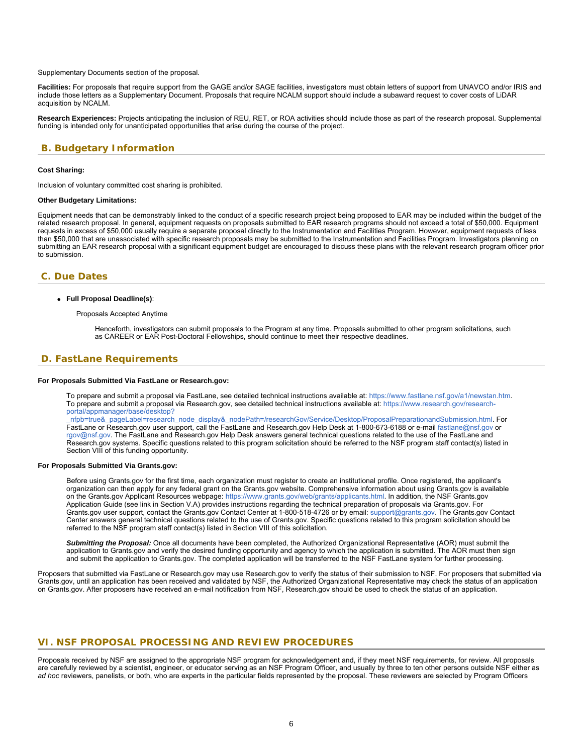Supplementary Documents section of the proposal.

**Facilities:** For proposals that require support from the GAGE and/or SAGE facilities, investigators must obtain letters of support from UNAVCO and/or IRIS and include those letters as a Supplementary Document. Proposals that require NCALM support should include a subaward request to cover costs of LiDAR acquisition by NCALM.

**Research Experiences:** Projects anticipating the inclusion of REU, RET, or ROA activities should include those as part of the research proposal. Supplemental funding is intended only for unanticipated opportunities that arise during the course of the project.

## B. Budgetary Information

**Cost Sharing:**

Inclusion of voluntary committed cost sharing is prohibited.

**Other Budgetary Limitations:**

Equipment needs that can be demonstrably linked to the conduct of a specific research project being proposed to EAR may be included within the budget of the related research proposal. In general, equipment requests on proposals submitted to EAR research programs should not exceed a total of $50,000. Equipment requests in excess of $50,000 usually require a separate proposal directly to the Instrumentation and Facilities Program. However, equipment requests of less than $50,000 that are unassociated with specific research proposals may be submitted to the Instrumentation and Facilities Program. Investigators planning on submitting an EAR research proposal with a significant equipment budget are encouraged to discuss these plans with the relevant research program officer prior to submission.

## C. Due Dates

- **Full Proposal Deadline(s)**:

  Proposals Accepted Anytime

  Henceforth, investigators can submit proposals to the Program at any time. Proposals submitted to other program solicitations, such as CAREER or EAR Post-Doctoral Fellowships, should continue to meet their respective deadlines.

## D. FastLane Requirements

**For Proposals Submitted Via FastLane or Research.gov:**

To prepare and submit a proposal via FastLane, see detailed technical instructions available at: https://www.fastlane.nsf.gov/a1/newstan.htm. To prepare and submit a proposal via Research.gov, see detailed technical instructions available at: https://www.research.gov/research-portal/appmanager/base/desktop?_nfpb=true&_pageLabel=research_node_display&_nodePath=/researchGov/Service/Desktop/ProposalPreparationandSubmission.html. For FastLane or Research.gov user support, call the FastLane and Research.gov Help Desk at 1-800-673-6188 or e-mail fastlane@nsf.gov or rgov@nsf.gov. The FastLane and Research.gov Help Desk answers general technical questions related to the use of the FastLane and Research.gov systems. Specific questions related to this program solicitation should be referred to the NSF program staff contact(s) listed in Section VIII of this funding opportunity.

**For Proposals Submitted Via Grants.gov:**

Before using Grants.gov for the first time, each organization must register to create an institutional profile. Once registered, the applicant's organization can then apply for any federal grant on the Grants.gov website. Comprehensive information about using Grants.gov is available on the Grants.gov Applicant Resources webpage: https://www.grants.gov/web/grants/applicants.html. In addition, the NSF Grants.gov Application Guide (see link in Section V.A) provides instructions regarding the technical preparation of proposals via Grants.gov. For Grants.gov user support, contact the Grants.gov Contact Center at 1-800-518-4726 or by email: support@grants.gov. The Grants.gov Contact Center answers general technical questions related to the use of Grants.gov. Specific questions related to this program solicitation should be referred to the NSF program staff contact(s) listed in Section VIII of this solicitation.

***Submitting the Proposal:*** Once all documents have been completed, the Authorized Organizational Representative (AOR) must submit the application to Grants.gov and verify the desired funding opportunity and agency to which the application is submitted. The AOR must then sign and submit the application to Grants.gov. The completed application will be transferred to the NSF FastLane system for further processing.

Proposers that submitted via FastLane or Research.gov may use Research.gov to verify the status of their submission to NSF. For proposers that submitted via Grants.gov, until an application has been received and validated by NSF, the Authorized Organizational Representative may check the status of an application on Grants.gov. After proposers have received an e-mail notification from NSF, Research.gov should be used to check the status of an application.

# VI. NSF PROPOSAL PROCESSING AND REVIEW PROCEDURES

Proposals received by NSF are assigned to the appropriate NSF program for acknowledgement and, if they meet NSF requirements, for review. All proposals are carefully reviewed by a scientist, engineer, or educator serving as an NSF Program Officer, and usually by three to ten other persons outside NSF either as *ad hoc* reviewers, panelists, or both, who are experts in the particular fields represented by the proposal. These reviewers are selected by Program Officers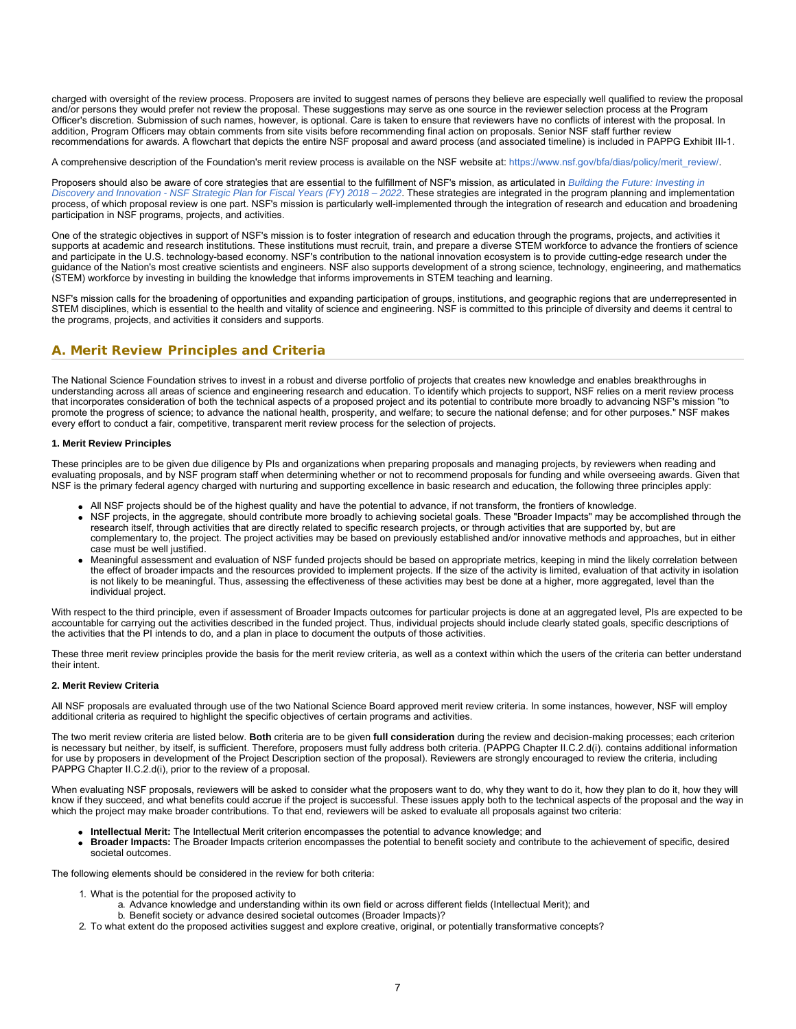charged with oversight of the review process. Proposers are invited to suggest names of persons they believe are especially well qualified to review the proposal and/or persons they would prefer not review the proposal. These suggestions may serve as one source in the reviewer selection process at the Program Officer's discretion. Submission of such names, however, is optional. Care is taken to ensure that reviewers have no conflicts of interest with the proposal. In addition, Program Officers may obtain comments from site visits before recommending final action on proposals. Senior NSF staff further review recommendations for awards. A flowchart that depicts the entire NSF proposal and award process (and associated timeline) is included in PAPPG Exhibit III-1.

A comprehensive description of the Foundation's merit review process is available on the NSF website at: https://www.nsf.gov/bfa/dias/policy/merit_review/.

Proposers should also be aware of core strategies that are essential to the fulfillment of NSF's mission, as articulated in *Building the Future: Investing in Discovery and Innovation - NSF Strategic Plan for Fiscal Years (FY) 2018 – 2022*. These strategies are integrated in the program planning and implementation process, of which proposal review is one part. NSF's mission is particularly well-implemented through the integration of research and education and broadening participation in NSF programs, projects, and activities.

One of the strategic objectives in support of NSF's mission is to foster integration of research and education through the programs, projects, and activities it supports at academic and research institutions. These institutions must recruit, train, and prepare a diverse STEM workforce to advance the frontiers of science and participate in the U.S. technology-based economy. NSF's contribution to the national innovation ecosystem is to provide cutting-edge research under the guidance of the Nation's most creative scientists and engineers. NSF also supports development of a strong science, technology, engineering, and mathematics (STEM) workforce by investing in building the knowledge that informs improvements in STEM teaching and learning.

NSF's mission calls for the broadening of opportunities and expanding participation of groups, institutions, and geographic regions that are underrepresented in STEM disciplines, which is essential to the health and vitality of science and engineering. NSF is committed to this principle of diversity and deems it central to the programs, projects, and activities it considers and supports.

## A. Merit Review Principles and Criteria

The National Science Foundation strives to invest in a robust and diverse portfolio of projects that creates new knowledge and enables breakthroughs in understanding across all areas of science and engineering research and education. To identify which projects to support, NSF relies on a merit review process that incorporates consideration of both the technical aspects of a proposed project and its potential to contribute more broadly to advancing NSF's mission "to promote the progress of science; to advance the national health, prosperity, and welfare; to secure the national defense; and for other purposes." NSF makes every effort to conduct a fair, competitive, transparent merit review process for the selection of projects.

**1. Merit Review Principles**

These principles are to be given due diligence by PIs and organizations when preparing proposals and managing projects, by reviewers when reading and evaluating proposals, and by NSF program staff when determining whether or not to recommend proposals for funding and while overseeing awards. Given that NSF is the primary federal agency charged with nurturing and supporting excellence in basic research and education, the following three principles apply:

- All NSF projects should be of the highest quality and have the potential to advance, if not transform, the frontiers of knowledge.
- NSF projects, in the aggregate, should contribute more broadly to achieving societal goals. These "Broader Impacts" may be accomplished through the research itself, through activities that are directly related to specific research projects, or through activities that are supported by, but are complementary to, the project. The project activities may be based on previously established and/or innovative methods and approaches, but in either case must be well justified.
- Meaningful assessment and evaluation of NSF funded projects should be based on appropriate metrics, keeping in mind the likely correlation between the effect of broader impacts and the resources provided to implement projects. If the size of the activity is limited, evaluation of that activity in isolation is not likely to be meaningful. Thus, assessing the effectiveness of these activities may best be done at a higher, more aggregated, level than the individual project.

With respect to the third principle, even if assessment of Broader Impacts outcomes for particular projects is done at an aggregated level, PIs are expected to be accountable for carrying out the activities described in the funded project. Thus, individual projects should include clearly stated goals, specific descriptions of the activities that the PI intends to do, and a plan in place to document the outputs of those activities.

These three merit review principles provide the basis for the merit review criteria, as well as a context within which the users of the criteria can better understand their intent.

**2. Merit Review Criteria**

All NSF proposals are evaluated through use of the two National Science Board approved merit review criteria. In some instances, however, NSF will employ additional criteria as required to highlight the specific objectives of certain programs and activities.

The two merit review criteria are listed below. **Both** criteria are to be given **full consideration** during the review and decision-making processes; each criterion is necessary but neither, by itself, is sufficient. Therefore, proposers must fully address both criteria. (PAPPG Chapter II.C.2.d(i). contains additional information for use by proposers in development of the Project Description section of the proposal). Reviewers are strongly encouraged to review the criteria, including PAPPG Chapter II.C.2.d(i), prior to the review of a proposal.

When evaluating NSF proposals, reviewers will be asked to consider what the proposers want to do, why they want to do it, how they plan to do it, how they will know if they succeed, and what benefits could accrue if the project is successful. These issues apply both to the technical aspects of the proposal and the way in which the project may make broader contributions. To that end, reviewers will be asked to evaluate all proposals against two criteria:

- **Intellectual Merit:** The Intellectual Merit criterion encompasses the potential to advance knowledge; and
- **Broader Impacts:** The Broader Impacts criterion encompasses the potential to benefit society and contribute to the achievement of specific, desired societal outcomes.

The following elements should be considered in the review for both criteria:

1. What is the potential for the proposed activity to
   a. Advance knowledge and understanding within its own field or across different fields (Intellectual Merit); and
   b. Benefit society or advance desired societal outcomes (Broader Impacts)?
2. To what extent do the proposed activities suggest and explore creative, original, or potentially transformative concepts?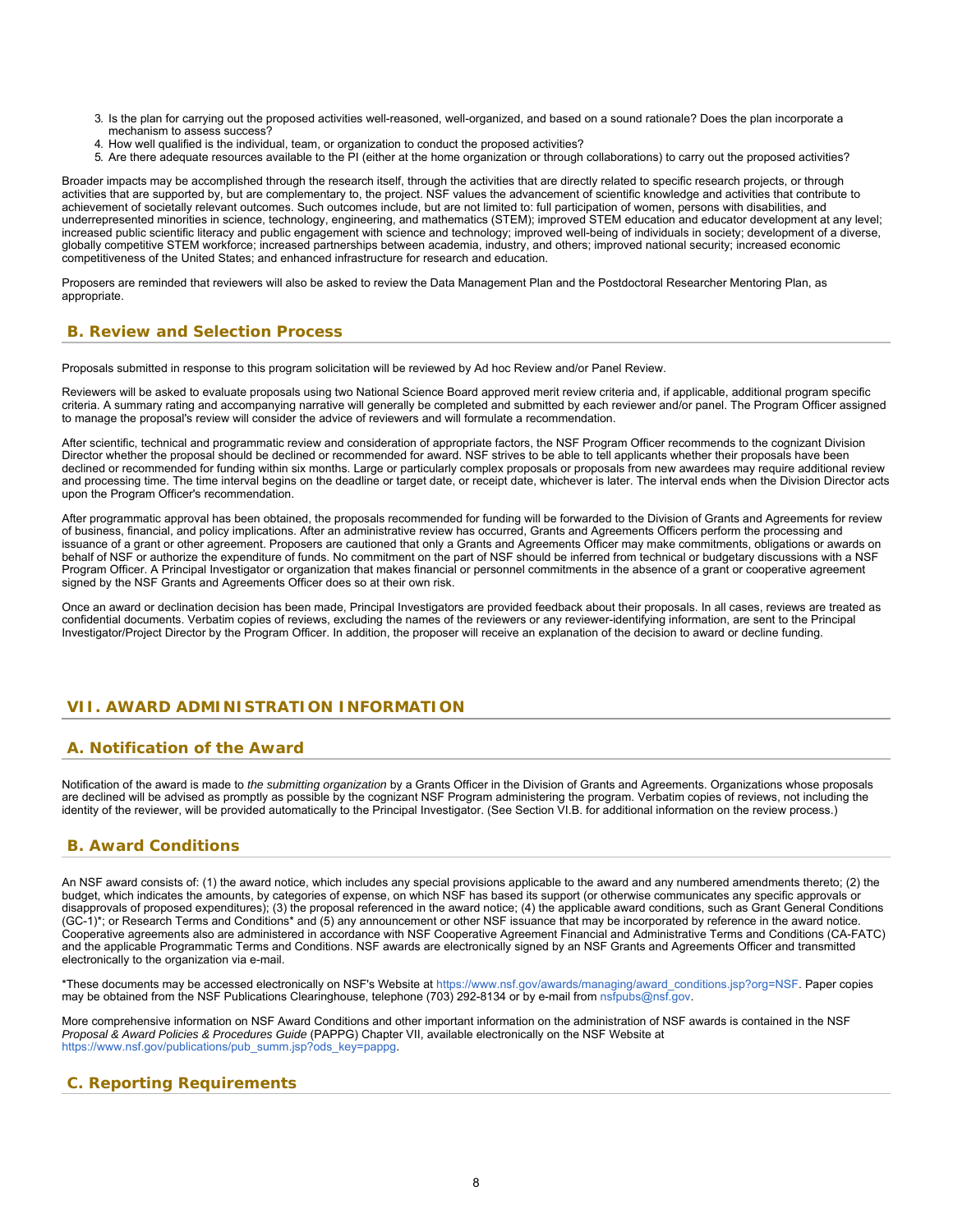3. Is the plan for carrying out the proposed activities well-reasoned, well-organized, and based on a sound rationale? Does the plan incorporate a mechanism to assess success?
4. How well qualified is the individual, team, or organization to conduct the proposed activities?
5. Are there adequate resources available to the PI (either at the home organization or through collaborations) to carry out the proposed activities?

Broader impacts may be accomplished through the research itself, through the activities that are directly related to specific research projects, or through activities that are supported by, but are complementary to, the project. NSF values the advancement of scientific knowledge and activities that contribute to achievement of societally relevant outcomes. Such outcomes include, but are not limited to: full participation of women, persons with disabilities, and underrepresented minorities in science, technology, engineering, and mathematics (STEM); improved STEM education and educator development at any level; increased public scientific literacy and public engagement with science and technology; improved well-being of individuals in society; development of a diverse, globally competitive STEM workforce; increased partnerships between academia, industry, and others; improved national security; increased economic competitiveness of the United States; and enhanced infrastructure for research and education.

Proposers are reminded that reviewers will also be asked to review the Data Management Plan and the Postdoctoral Researcher Mentoring Plan, as appropriate.

## B. Review and Selection Process

Proposals submitted in response to this program solicitation will be reviewed by Ad hoc Review and/or Panel Review.

Reviewers will be asked to evaluate proposals using two National Science Board approved merit review criteria and, if applicable, additional program specific criteria. A summary rating and accompanying narrative will generally be completed and submitted by each reviewer and/or panel. The Program Officer assigned to manage the proposal's review will consider the advice of reviewers and will formulate a recommendation.

After scientific, technical and programmatic review and consideration of appropriate factors, the NSF Program Officer recommends to the cognizant Division Director whether the proposal should be declined or recommended for award. NSF strives to be able to tell applicants whether their proposals have been declined or recommended for funding within six months. Large or particularly complex proposals or proposals from new awardees may require additional review and processing time. The time interval begins on the deadline or target date, or receipt date, whichever is later. The interval ends when the Division Director acts upon the Program Officer's recommendation.

After programmatic approval has been obtained, the proposals recommended for funding will be forwarded to the Division of Grants and Agreements for review of business, financial, and policy implications. After an administrative review has occurred, Grants and Agreements Officers perform the processing and issuance of a grant or other agreement. Proposers are cautioned that only a Grants and Agreements Officer may make commitments, obligations or awards on behalf of NSF or authorize the expenditure of funds. No commitment on the part of NSF should be inferred from technical or budgetary discussions with a NSF Program Officer. A Principal Investigator or organization that makes financial or personnel commitments in the absence of a grant or cooperative agreement signed by the NSF Grants and Agreements Officer does so at their own risk.

Once an award or declination decision has been made, Principal Investigators are provided feedback about their proposals. In all cases, reviews are treated as confidential documents. Verbatim copies of reviews, excluding the names of the reviewers or any reviewer-identifying information, are sent to the Principal Investigator/Project Director by the Program Officer. In addition, the proposer will receive an explanation of the decision to award or decline funding.

# VII. AWARD ADMINISTRATION INFORMATION

## A. Notification of the Award

Notification of the award is made to *the submitting organization* by a Grants Officer in the Division of Grants and Agreements. Organizations whose proposals are declined will be advised as promptly as possible by the cognizant NSF Program administering the program. Verbatim copies of reviews, not including the identity of the reviewer, will be provided automatically to the Principal Investigator. (See Section VI.B. for additional information on the review process.)

## B. Award Conditions

An NSF award consists of: (1) the award notice, which includes any special provisions applicable to the award and any numbered amendments thereto; (2) the budget, which indicates the amounts, by categories of expense, on which NSF has based its support (or otherwise communicates any specific approvals or disapprovals of proposed expenditures); (3) the proposal referenced in the award notice; (4) the applicable award conditions, such as Grant General Conditions (GC-1)*; or Research Terms and Conditions* and (5) any announcement or other NSF issuance that may be incorporated by reference in the award notice. Cooperative agreements also are administered in accordance with NSF Cooperative Agreement Financial and Administrative Terms and Conditions (CA-FATC) and the applicable Programmatic Terms and Conditions. NSF awards are electronically signed by an NSF Grants and Agreements Officer and transmitted electronically to the organization via e-mail.

*These documents may be accessed electronically on NSF's Website at https://www.nsf.gov/awards/managing/award_conditions.jsp?org=NSF. Paper copies may be obtained from the NSF Publications Clearinghouse, telephone (703) 292-8134 or by e-mail from nsfpubs@nsf.gov.

More comprehensive information on NSF Award Conditions and other important information on the administration of NSF awards is contained in the NSF *Proposal & Award Policies & Procedures Guide* (PAPPG) Chapter VII, available electronically on the NSF Website at https://www.nsf.gov/publications/pub_summ.jsp?ods_key=pappg.

## C. Reporting Requirements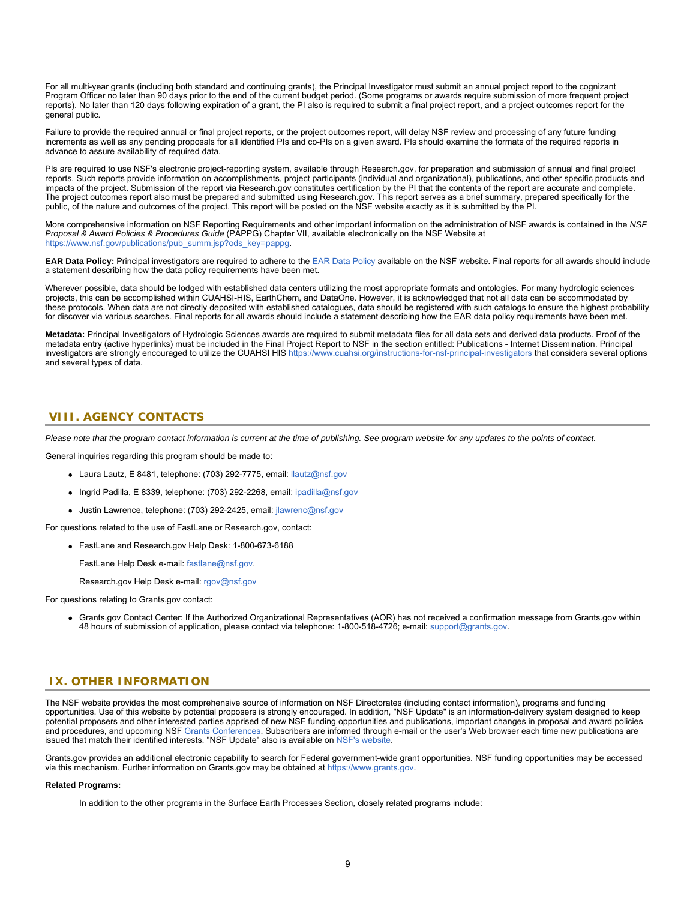For all multi-year grants (including both standard and continuing grants), the Principal Investigator must submit an annual project report to the cognizant Program Officer no later than 90 days prior to the end of the current budget period. (Some programs or awards require submission of more frequent project reports). No later than 120 days following expiration of a grant, the PI also is required to submit a final project report, and a project outcomes report for the general public.

Failure to provide the required annual or final project reports, or the project outcomes report, will delay NSF review and processing of any future funding increments as well as any pending proposals for all identified PIs and co-PIs on a given award. PIs should examine the formats of the required reports in advance to assure availability of required data.

PIs are required to use NSF's electronic project-reporting system, available through Research.gov, for preparation and submission of annual and final project reports. Such reports provide information on accomplishments, project participants (individual and organizational), publications, and other specific products and impacts of the project. Submission of the report via Research.gov constitutes certification by the PI that the contents of the report are accurate and complete. The project outcomes report also must be prepared and submitted using Research.gov. This report serves as a brief summary, prepared specifically for the public, of the nature and outcomes of the project. This report will be posted on the NSF website exactly as it is submitted by the PI.

More comprehensive information on NSF Reporting Requirements and other important information on the administration of NSF awards is contained in the *NSF Proposal & Award Policies & Procedures Guide* (PAPPG) Chapter VII, available electronically on the NSF Website at https://www.nsf.gov/publications/pub_summ.jsp?ods_key=pappg.

**EAR Data Policy:** Principal investigators are required to adhere to the EAR Data Policy available on the NSF website. Final reports for all awards should include a statement describing how the data policy requirements have been met.

Wherever possible, data should be lodged with established data centers utilizing the most appropriate formats and ontologies. For many hydrologic sciences projects, this can be accomplished within CUAHSI-HIS, EarthChem, and DataOne. However, it is acknowledged that not all data can be accommodated by these protocols. When data are not directly deposited with established catalogues, data should be registered with such catalogs to ensure the highest probability for discover via various searches. Final reports for all awards should include a statement describing how the EAR data policy requirements have been met.

**Metadata:** Principal Investigators of Hydrologic Sciences awards are required to submit metadata files for all data sets and derived data products. Proof of the metadata entry (active hyperlinks) must be included in the Final Project Report to NSF in the section entitled: Publications - Internet Dissemination. Principal investigators are strongly encouraged to utilize the CUAHSI HIS https://www.cuahsi.org/instructions-for-nsf-principal-investigators that considers several options and several types of data.

## VIII. AGENCY CONTACTS

*Please note that the program contact information is current at the time of publishing. See program website for any updates to the points of contact.*

General inquiries regarding this program should be made to:

- Laura Lautz, E 8481, telephone: (703) 292-7775, email: llautz@nsf.gov
- Ingrid Padilla, E 8339, telephone: (703) 292-2268, email: ipadilla@nsf.gov
- Justin Lawrence, telephone: (703) 292-2425, email: jlawrenc@nsf.gov

For questions related to the use of FastLane or Research.gov, contact:

- FastLane and Research.gov Help Desk: 1-800-673-6188

  FastLane Help Desk e-mail: fastlane@nsf.gov.

  Research.gov Help Desk e-mail: rgov@nsf.gov

For questions relating to Grants.gov contact:

- Grants.gov Contact Center: If the Authorized Organizational Representatives (AOR) has not received a confirmation message from Grants.gov within 48 hours of submission of application, please contact via telephone: 1-800-518-4726; e-mail: support@grants.gov.

## IX. OTHER INFORMATION

The NSF website provides the most comprehensive source of information on NSF Directorates (including contact information), programs and funding opportunities. Use of this website by potential proposers is strongly encouraged. In addition, "NSF Update" is an information-delivery system designed to keep potential proposers and other interested parties apprised of new NSF funding opportunities and publications, important changes in proposal and award policies and procedures, and upcoming NSF Grants Conferences. Subscribers are informed through e-mail or the user's Web browser each time new publications are issued that match their identified interests. "NSF Update" also is available on NSF's website.

Grants.gov provides an additional electronic capability to search for Federal government-wide grant opportunities. NSF funding opportunities may be accessed via this mechanism. Further information on Grants.gov may be obtained at https://www.grants.gov.

**Related Programs:**

In addition to the other programs in the Surface Earth Processes Section, closely related programs include: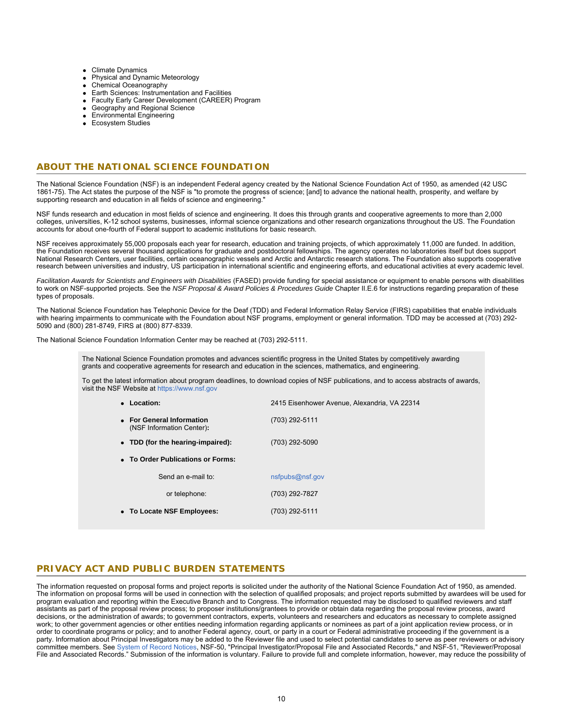- Climate Dynamics
- Physical and Dynamic Meteorology
- Chemical Oceanography
- Earth Sciences: Instrumentation and Facilities
- Faculty Early Career Development (CAREER) Program
- Geography and Regional Science
- Environmental Engineering
- Ecosystem Studies

## ABOUT THE NATIONAL SCIENCE FOUNDATION

The National Science Foundation (NSF) is an independent Federal agency created by the National Science Foundation Act of 1950, as amended (42 USC 1861-75). The Act states the purpose of the NSF is "to promote the progress of science; [and] to advance the national health, prosperity, and welfare by supporting research and education in all fields of science and engineering."

NSF funds research and education in most fields of science and engineering. It does this through grants and cooperative agreements to more than 2,000 colleges, universities, K-12 school systems, businesses, informal science organizations and other research organizations throughout the US. The Foundation accounts for about one-fourth of Federal support to academic institutions for basic research.

NSF receives approximately 55,000 proposals each year for research, education and training projects, of which approximately 11,000 are funded. In addition, the Foundation receives several thousand applications for graduate and postdoctoral fellowships. The agency operates no laboratories itself but does support National Research Centers, user facilities, certain oceanographic vessels and Arctic and Antarctic research stations. The Foundation also supports cooperative research between universities and industry, US participation in international scientific and engineering efforts, and educational activities at every academic level.

*Facilitation Awards for Scientists and Engineers with Disabilities* (FASED) provide funding for special assistance or equipment to enable persons with disabilities to work on NSF-supported projects. See the *NSF Proposal & Award Policies & Procedures Guide* Chapter II.E.6 for instructions regarding preparation of these types of proposals.

The National Science Foundation has Telephonic Device for the Deaf (TDD) and Federal Information Relay Service (FIRS) capabilities that enable individuals with hearing impairments to communicate with the Foundation about NSF programs, employment or general information. TDD may be accessed at (703) 292-5090 and (800) 281-8749, FIRS at (800) 877-8339.

The National Science Foundation Information Center may be reached at (703) 292-5111.

The National Science Foundation promotes and advances scientific progress in the United States by competitively awarding grants and cooperative agreements for research and education in the sciences, mathematics, and engineering.

To get the latest information about program deadlines, to download copies of NSF publications, and to access abstracts of awards, visit the NSF Website at https://www.nsf.gov

- **Location:** 2415 Eisenhower Avenue, Alexandria, VA 22314
- **For General Information** (NSF Information Center)**:** (703) 292-5111
- **TDD (for the hearing-impaired):** (703) 292-5090
- **To Order Publications or Forms:**
  - Send an e-mail to: nsfpubs@nsf.gov
  - or telephone: (703) 292-7827
- **To Locate NSF Employees:** (703) 292-5111

## PRIVACY ACT AND PUBLIC BURDEN STATEMENTS

The information requested on proposal forms and project reports is solicited under the authority of the National Science Foundation Act of 1950, as amended. The information on proposal forms will be used in connection with the selection of qualified proposals; and project reports submitted by awardees will be used for program evaluation and reporting within the Executive Branch and to Congress. The information requested may be disclosed to qualified reviewers and staff assistants as part of the proposal review process; to proposer institutions/grantees to provide or obtain data regarding the proposal review process, award decisions, or the administration of awards; to government contractors, experts, volunteers and researchers and educators as necessary to complete assigned work; to other government agencies or other entities needing information regarding applicants or nominees as part of a joint application review process, or in order to coordinate programs or policy; and to another Federal agency, court, or party in a court or Federal administrative proceeding if the government is a party. Information about Principal Investigators may be added to the Reviewer file and used to select potential candidates to serve as peer reviewers or advisory committee members. See System of Record Notices, NSF-50, "Principal Investigator/Proposal File and Associated Records," and NSF-51, "Reviewer/Proposal File and Associated Records." Submission of the information is voluntary. Failure to provide full and complete information, however, may reduce the possibility of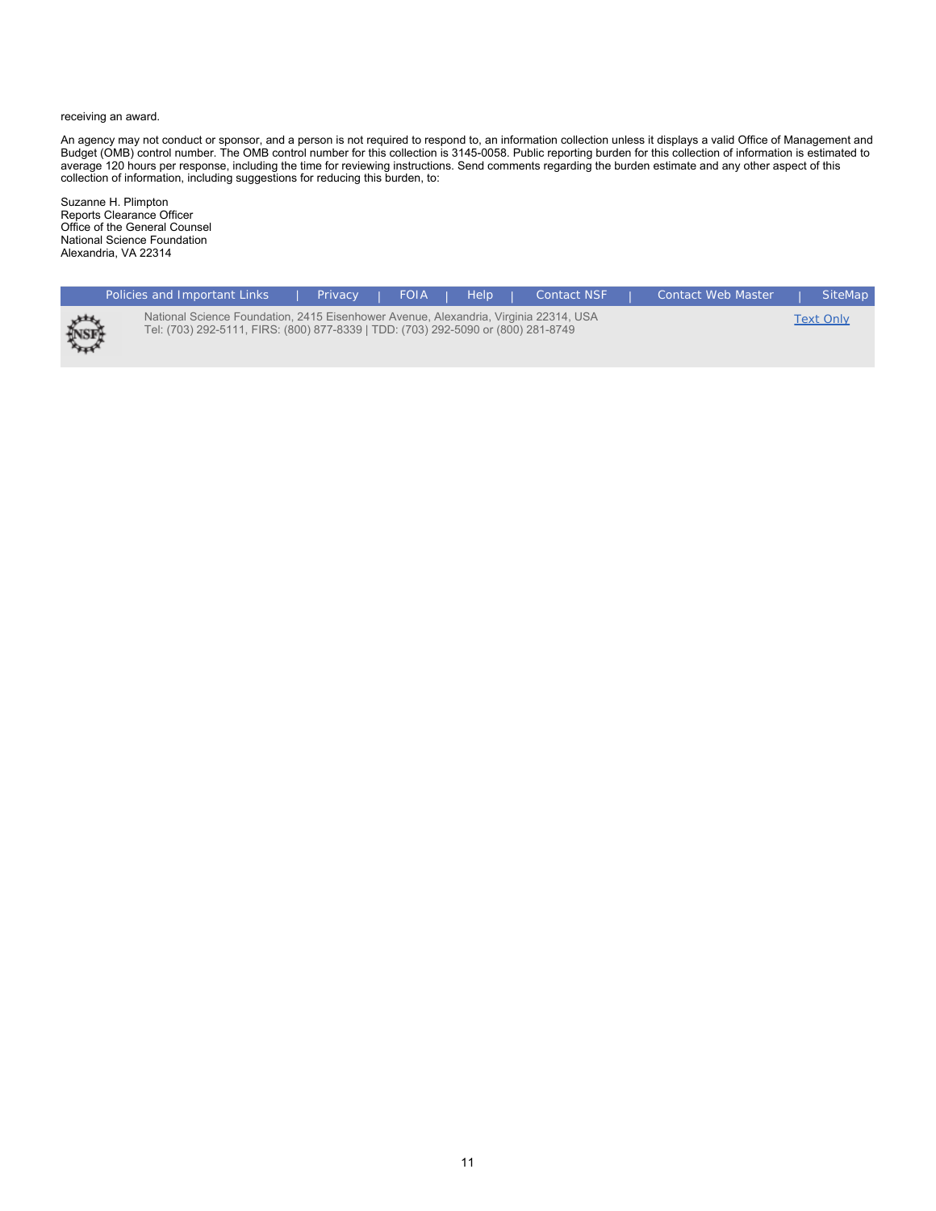receiving an award.

An agency may not conduct or sponsor, and a person is not required to respond to, an information collection unless it displays a valid Office of Management and Budget (OMB) control number. The OMB control number for this collection is 3145-0058. Public reporting burden for this collection of information is estimated to average 120 hours per response, including the time for reviewing instructions. Send comments regarding the burden estimate and any other aspect of this collection of information, including suggestions for reducing this burden, to:

Suzanne H. Plimpton
Reports Clearance Officer
Office of the General Counsel
National Science Foundation
Alexandria, VA 22314

Policies and Important Links | Privacy | FOIA | Help | Contact NSF | Contact Web Master | SiteMap

National Science Foundation, 2415 Eisenhower Avenue, Alexandria, Virginia 22314, USA
Tel: (703) 292-5111, FIRS: (800) 877-8339 | TDD: (703) 292-5090 or (800) 281-8749

Text Only